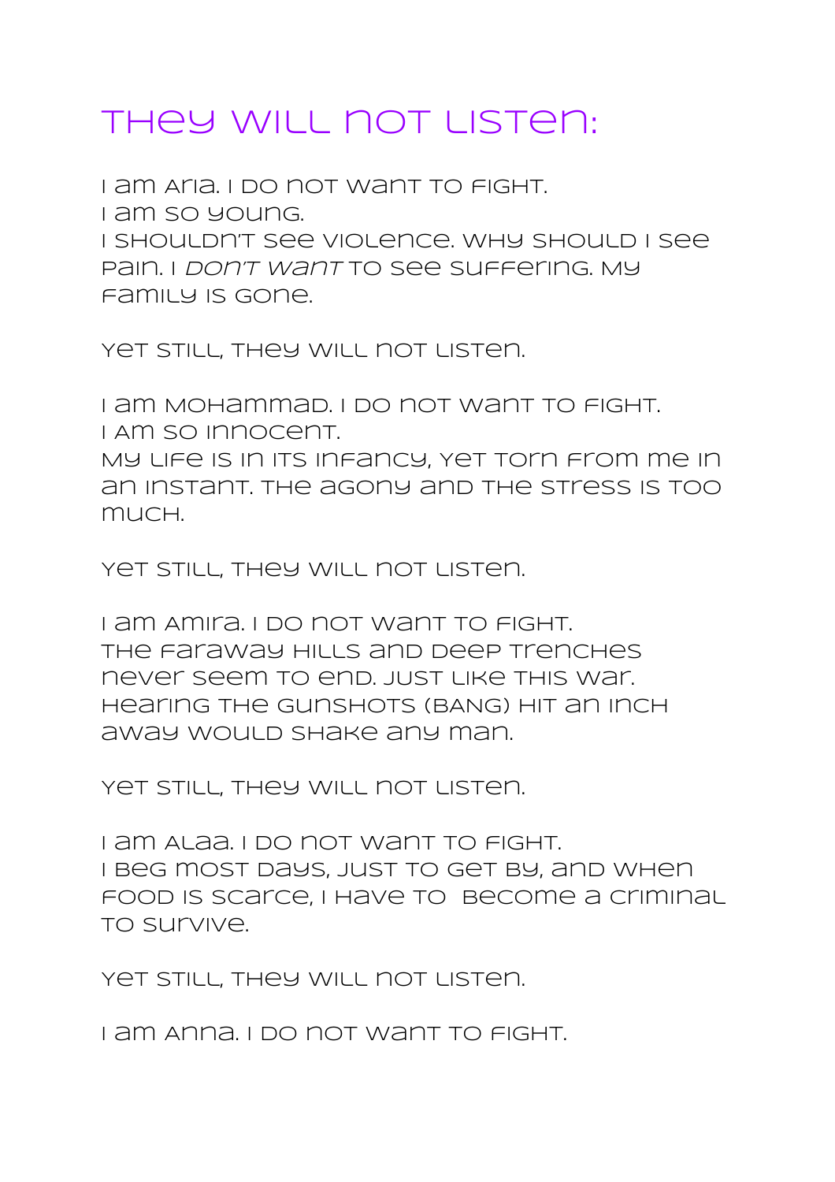# They will not listen:

I am Aria. I do not want to fight.
I am so young.
I shouldn't see violence. Why should I see pain. I *don't want* to see suffering. My family is gone.

Yet still, they will not listen.

I am Mohammad. I do not want to fight.
I am so innocent.
My life is in its infancy, yet torn from me in an instant. The agony and the stress is too much.

Yet still, they will not listen.

I am Amira. I do not want to fight.
The faraway hills and deep trenches never seem to end. Just like this war. Hearing the gunshots (BANG) hit an inch away would shake any man.

Yet still, they will not listen.

I am Alaa. I do not want to fight.
I beg most days, just to get by, and when food is scarce, I have to become a criminal to survive.

Yet still, they will not listen.

I am Anna. I do not want to fight.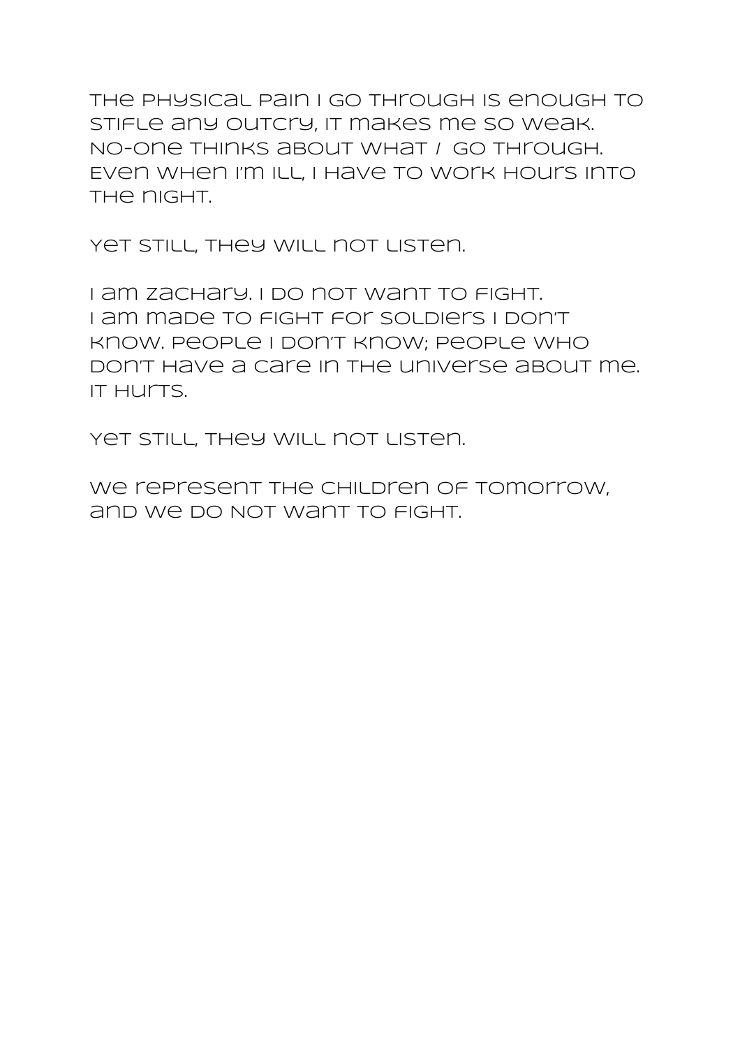The physical pain I go through is enough to stifle any outcry, it makes me so weak. No-one thinks about what I go through. Even when I'm ill, I have to work hours into the night.

Yet still, they will not listen.

I am Zachary. I do not want to fight. I am made to fight for soldiers I don't know. People I don't know; people who don't have a care in the universe about me. It hurts.

Yet still, they will not listen.

We represent the children of tomorrow, and we do not want to fight.